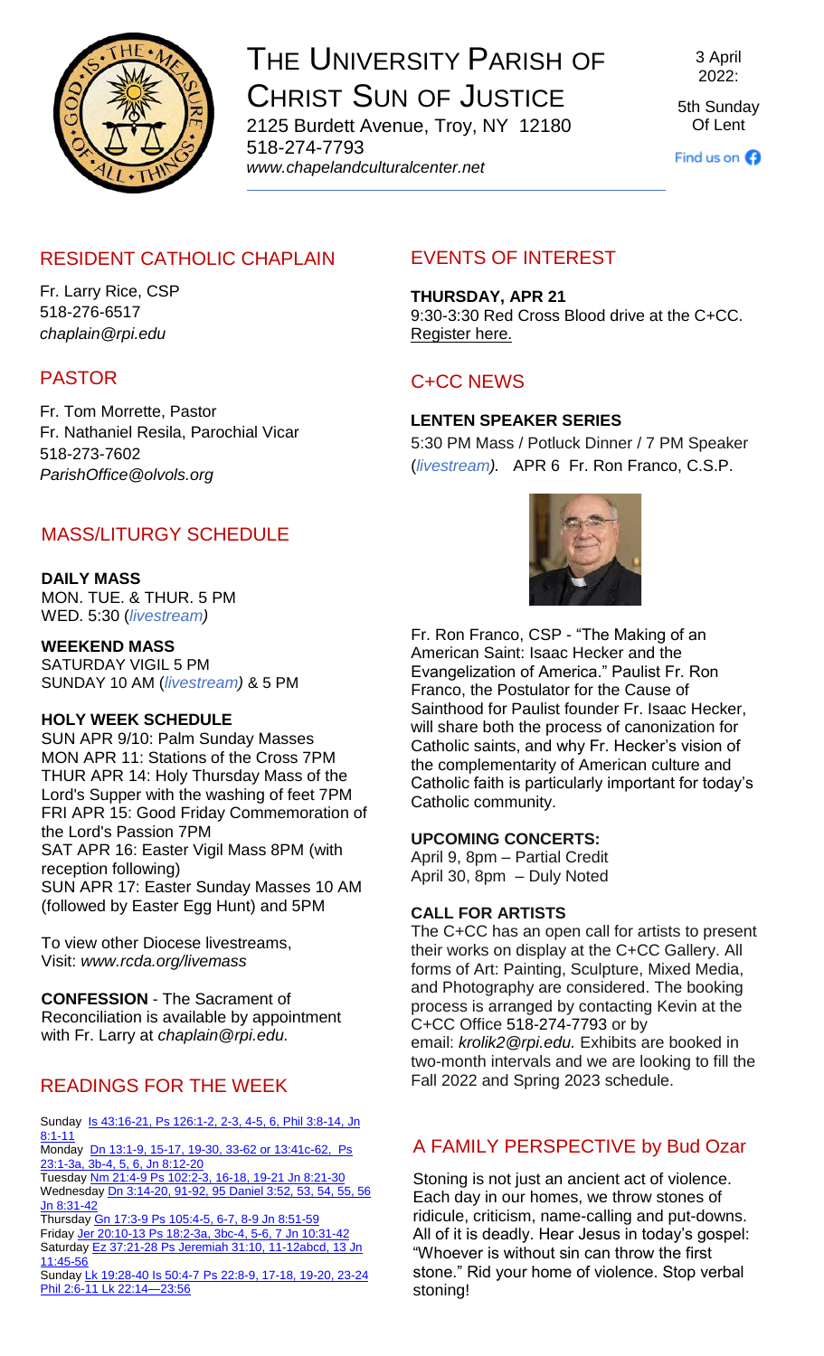# THE UNIVERSITY PARISH OF CHRIST SUN OF JUSTICE

2125 Burdett Avenue, Troy, NY 12180
518-274-7793
*www.chapelandculturalcenter.net*

3 April 2022:

5th Sunday Of Lent

Find us on

## RESIDENT CATHOLIC CHAPLAIN

Fr. Larry Rice, CSP
518-276-6517
*chaplain@rpi.edu*

## PASTOR

Fr. Tom Morrette, Pastor
Fr. Nathaniel Resila, Parochial Vicar
518-273-7602
*ParishOffice@olvols.org*

## MASS/LITURGY SCHEDULE

**DAILY MASS**
MON. TUE. & THUR. 5 PM
WED. 5:30 (*livestream)*

**WEEKEND MASS**
SATURDAY VIGIL 5 PM
SUNDAY 10 AM (*livestream)* & 5 PM

**HOLY WEEK SCHEDULE**
SUN APR 9/10: Palm Sunday Masses
MON APR 11: Stations of the Cross 7PM
THUR APR 14: Holy Thursday Mass of the Lord's Supper with the washing of feet 7PM
FRI APR 15: Good Friday Commemoration of the Lord's Passion 7PM
SAT APR 16: Easter Vigil Mass 8PM (with reception following)
SUN APR 17: Easter Sunday Masses 10 AM (followed by Easter Egg Hunt) and 5PM

To view other Diocese livestreams, Visit: *www.rcda.org/livemass*

**CONFESSION** - The Sacrament of Reconciliation is available by appointment with Fr. Larry at *chaplain@rpi.edu.*

## READINGS FOR THE WEEK

Sunday Is 43:16-21, Ps 126:1-2, 2-3, 4-5, 6, Phil 3:8-14, Jn 8:1-11
Monday Dn 13:1-9, 15-17, 19-30, 33-62 or 13:41c-62, Ps 23:1-3a, 3b-4, 5, 6, Jn 8:12-20
Tuesday Nm 21:4-9 Ps 102:2-3, 16-18, 19-21 Jn 8:21-30
Wednesday Dn 3:14-20, 91-92, 95 Daniel 3:52, 53, 54, 55, 56 Jn 8:31-42
Thursday Gn 17:3-9 Ps 105:4-5, 6-7, 8-9 Jn 8:51-59
Friday Jer 20:10-13 Ps 18:2-3a, 3bc-4, 5-6, 7 Jn 10:31-42
Saturday Ez 37:21-28 Ps Jeremiah 31:10, 11-12abcd, 13 Jn 11:45-56
Sunday Lk 19:28-40 Is 50:4-7 Ps 22:8-9, 17-18, 19-20, 23-24 Phil 2:6-11 Lk 22:14—23:56

## EVENTS OF INTEREST

**THURSDAY, APR 21**
9:30-3:30 Red Cross Blood drive at the C+CC. Register here.

## C+CC NEWS

**LENTEN SPEAKER SERIES**
5:30 PM Mass / Potluck Dinner / 7 PM Speaker (*livestream).* APR 6 Fr. Ron Franco, C.S.P.

Fr. Ron Franco, CSP - "The Making of an American Saint: Isaac Hecker and the Evangelization of America." Paulist Fr. Ron Franco, the Postulator for the Cause of Sainthood for Paulist founder Fr. Isaac Hecker, will share both the process of canonization for Catholic saints, and why Fr. Hecker's vision of the complementarity of American culture and Catholic faith is particularly important for today's Catholic community.

**UPCOMING CONCERTS:**
April 9, 8pm – Partial Credit
April 30, 8pm – Duly Noted

**CALL FOR ARTISTS**
The C+CC has an open call for artists to present their works on display at the C+CC Gallery. All forms of Art: Painting, Sculpture, Mixed Media, and Photography are considered. The booking process is arranged by contacting Kevin at the C+CC Office 518-274-7793 or by email: *krolik2@rpi.edu.* Exhibits are booked in two-month intervals and we are looking to fill the Fall 2022 and Spring 2023 schedule.

## A FAMILY PERSPECTIVE by Bud Ozar

Stoning is not just an ancient act of violence. Each day in our homes, we throw stones of ridicule, criticism, name-calling and put-downs. All of it is deadly. Hear Jesus in today's gospel: "Whoever is without sin can throw the first stone." Rid your home of violence. Stop verbal stoning!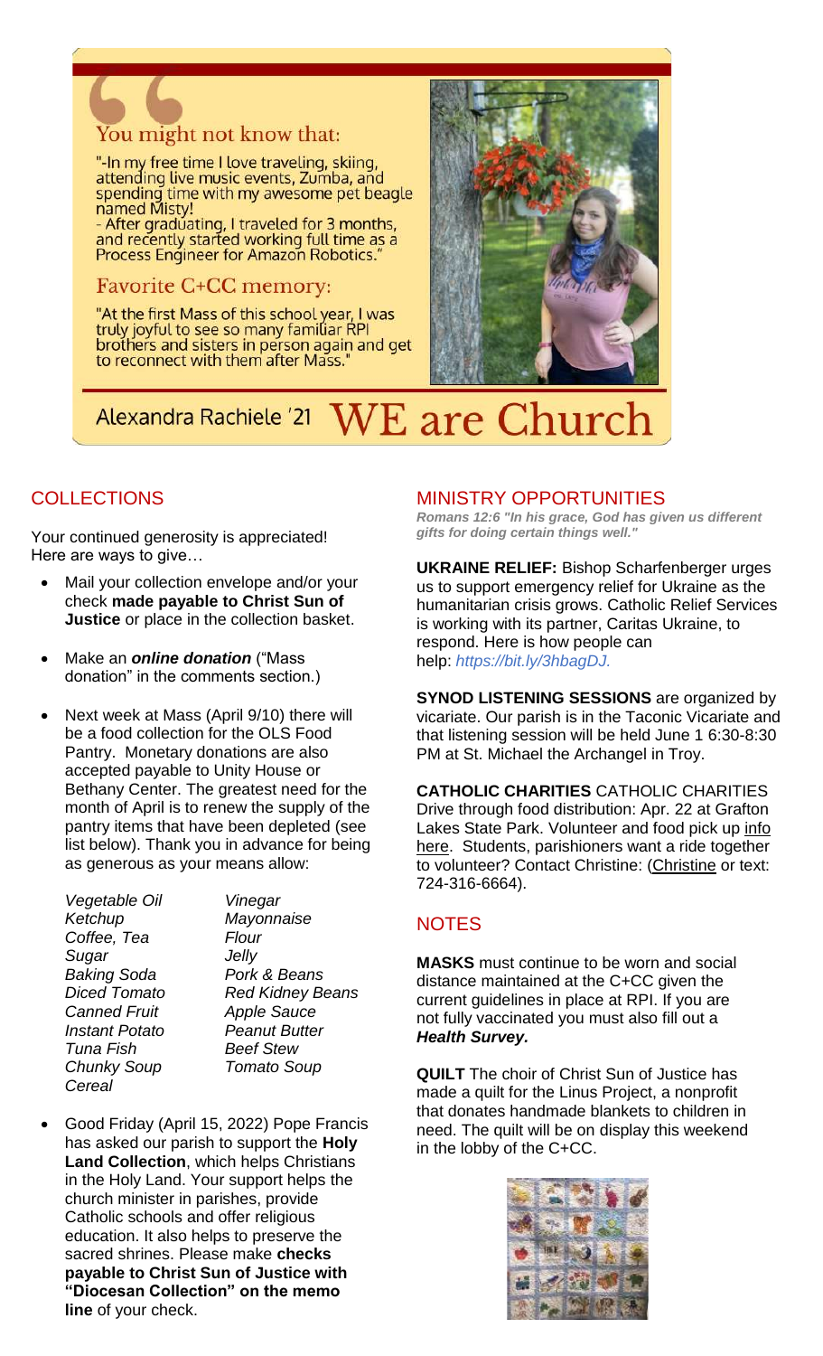## You might not know that:

"-In my free time I love traveling, skiing, attending live music events, Zumba, and spending time with my awesome pet beagle named Misty!
- After graduating, I traveled for 3 months, and recently started working full time as a Process Engineer for Amazon Robotics."

## Favorite C+CC memory:

"At the first Mass of this school year, I was truly joyful to see so many familiar RPI brothers and sisters in person again and get to reconnect with them after Mass."

Alexandra Rachiele '21 **WE are Church**

## COLLECTIONS

Your continued generosity is appreciated! Here are ways to give…

- Mail your collection envelope and/or your check **made payable to Christ Sun of Justice** or place in the collection basket.
- Make an ***online donation*** ("Mass donation" in the comments section.)
- Next week at Mass (April 9/10) there will be a food collection for the OLS Food Pantry. Monetary donations are also accepted payable to Unity House or Bethany Center. The greatest need for the month of April is to renew the supply of the pantry items that have been depleted (see list below). Thank you in advance for being as generous as your means allow:

| | |
|---|---|
| *Vegetable Oil* | *Vinegar* |
| *Ketchup* | *Mayonnaise* |
| *Coffee, Tea* | *Flour* |
| *Sugar* | *Jelly* |
| *Baking Soda* | *Pork & Beans* |
| *Diced Tomato* | *Red Kidney Beans* |
| *Canned Fruit* | *Apple Sauce* |
| *Instant Potato* | *Peanut Butter* |
| *Tuna Fish* | *Beef Stew* |
| *Chunky Soup* | *Tomato Soup* |
| *Cereal* | |

- Good Friday (April 15, 2022) Pope Francis has asked our parish to support the **Holy Land Collection**, which helps Christians in the Holy Land. Your support helps the church minister in parishes, provide Catholic schools and offer religious education. It also helps to preserve the sacred shrines. Please make **checks payable to Christ Sun of Justice with "Diocesan Collection" on the memo line** of your check.

## MINISTRY OPPORTUNITIES

***Romans 12:6 "In his grace, God has given us different gifts for doing certain things well."***

**UKRAINE RELIEF:** Bishop Scharfenberger urges us to support emergency relief for Ukraine as the humanitarian crisis grows. Catholic Relief Services is working with its partner, Caritas Ukraine, to respond. Here is how people can help: *https://bit.ly/3hbagDJ.*

**SYNOD LISTENING SESSIONS** are organized by vicariate. Our parish is in the Taconic Vicariate and that listening session will be held June 1 6:30-8:30 PM at St. Michael the Archangel in Troy.

**CATHOLIC CHARITIES** CATHOLIC CHARITIES Drive through food distribution: Apr. 22 at Grafton Lakes State Park. Volunteer and food pick up info here. Students, parishioners want a ride together to volunteer? Contact Christine: (Christine or text: 724-316-6664).

## NOTES

**MASKS** must continue to be worn and social distance maintained at the C+CC given the current guidelines in place at RPI. If you are not fully vaccinated you must also fill out a ***Health Survey.***

**QUILT** The choir of Christ Sun of Justice has made a quilt for the Linus Project, a nonprofit that donates handmade blankets to children in need. The quilt will be on display this weekend in the lobby of the C+CC.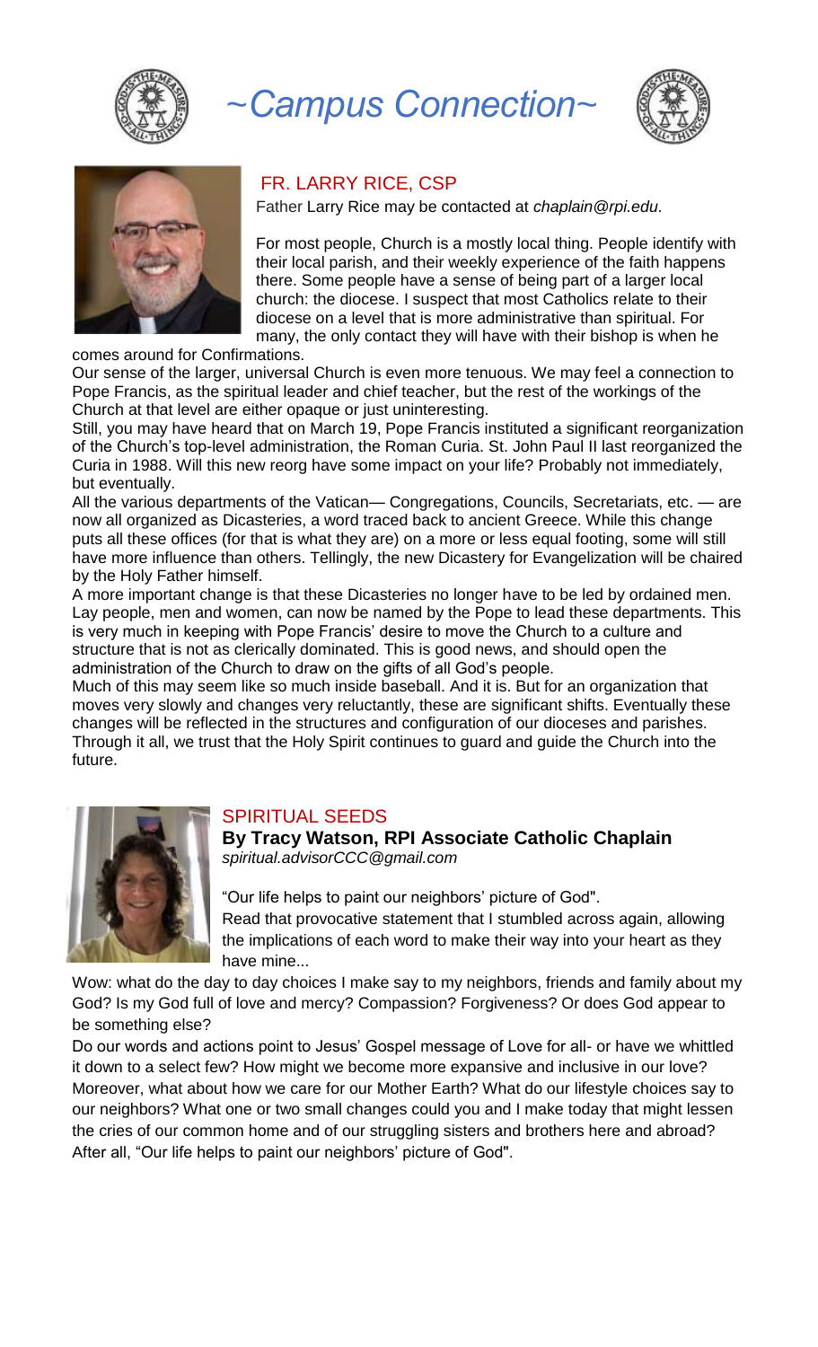# ~Campus Connection~

## FR. LARRY RICE, CSP

Father Larry Rice may be contacted at *chaplain@rpi.edu.*

For most people, Church is a mostly local thing. People identify with their local parish, and their weekly experience of the faith happens there. Some people have a sense of being part of a larger local church: the diocese. I suspect that most Catholics relate to their diocese on a level that is more administrative than spiritual. For many, the only contact they will have with their bishop is when he comes around for Confirmations.

Our sense of the larger, universal Church is even more tenuous. We may feel a connection to Pope Francis, as the spiritual leader and chief teacher, but the rest of the workings of the Church at that level are either opaque or just uninteresting.

Still, you may have heard that on March 19, Pope Francis instituted a significant reorganization of the Church's top-level administration, the Roman Curia. St. John Paul II last reorganized the Curia in 1988. Will this new reorg have some impact on your life? Probably not immediately, but eventually.

All the various departments of the Vatican— Congregations, Councils, Secretariats, etc. — are now all organized as Dicasteries, a word traced back to ancient Greece. While this change puts all these offices (for that is what they are) on a more or less equal footing, some will still have more influence than others. Tellingly, the new Dicastery for Evangelization will be chaired by the Holy Father himself.

A more important change is that these Dicasteries no longer have to be led by ordained men. Lay people, men and women, can now be named by the Pope to lead these departments. This is very much in keeping with Pope Francis' desire to move the Church to a culture and structure that is not as clerically dominated. This is good news, and should open the administration of the Church to draw on the gifts of all God's people.

Much of this may seem like so much inside baseball. And it is. But for an organization that moves very slowly and changes very reluctantly, these are significant shifts. Eventually these changes will be reflected in the structures and configuration of our dioceses and parishes. Through it all, we trust that the Holy Spirit continues to guard and guide the Church into the future.

## SPIRITUAL SEEDS

**By Tracy Watson, RPI Associate Catholic Chaplain**
*spiritual.advisorCCC@gmail.com*

"Our life helps to paint our neighbors' picture of God".

Read that provocative statement that I stumbled across again, allowing the implications of each word to make their way into your heart as they have mine...

Wow: what do the day to day choices I make say to my neighbors, friends and family about my God? Is my God full of love and mercy? Compassion? Forgiveness? Or does God appear to be something else?

Do our words and actions point to Jesus' Gospel message of Love for all- or have we whittled it down to a select few? How might we become more expansive and inclusive in our love? Moreover, what about how we care for our Mother Earth? What do our lifestyle choices say to our neighbors? What one or two small changes could you and I make today that might lessen the cries of our common home and of our struggling sisters and brothers here and abroad? After all, "Our life helps to paint our neighbors' picture of God".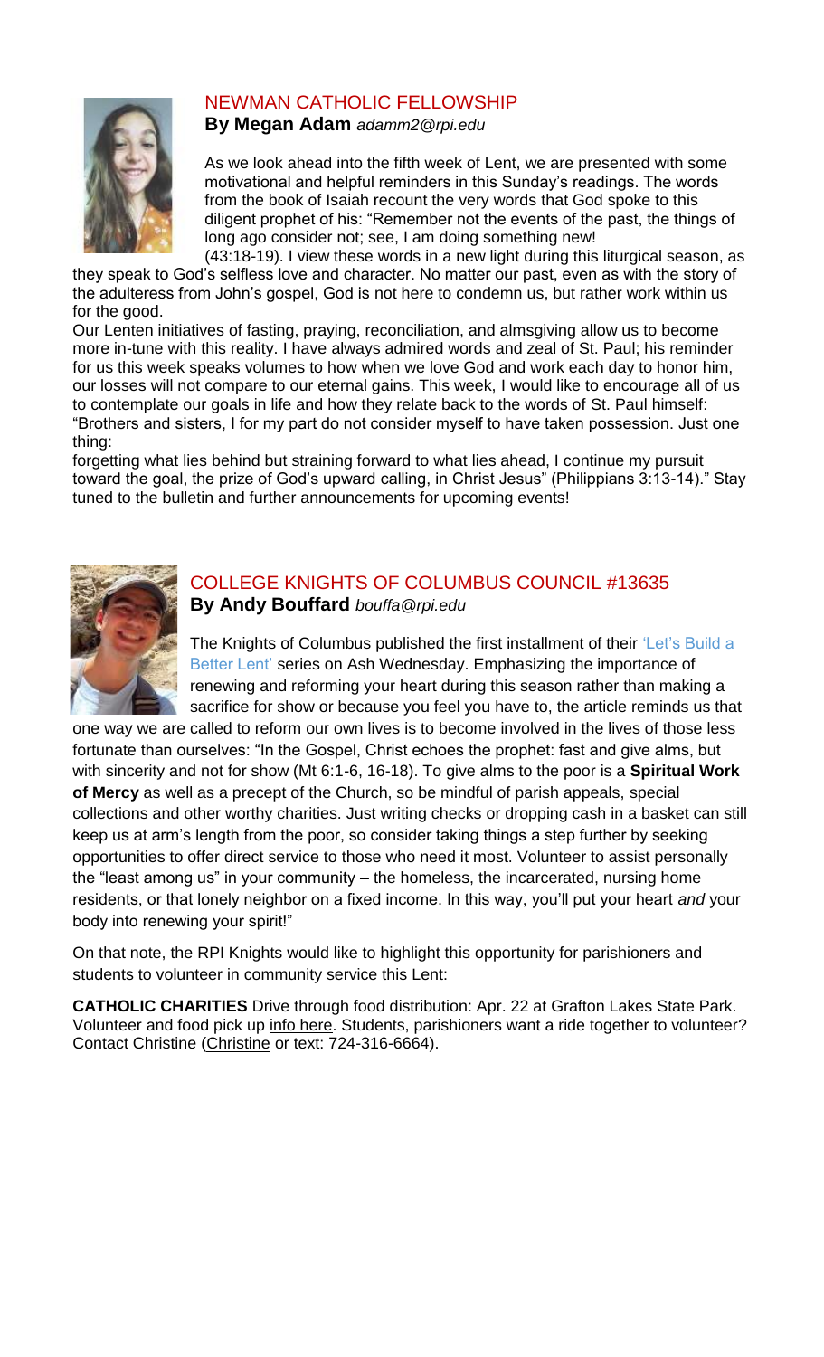## NEWMAN CATHOLIC FELLOWSHIP

**By Megan Adam** *adamm2@rpi.edu*

As we look ahead into the fifth week of Lent, we are presented with some motivational and helpful reminders in this Sunday's readings. The words from the book of Isaiah recount the very words that God spoke to this diligent prophet of his: "Remember not the events of the past, the things of long ago consider not; see, I am doing something new! (43:18-19). I view these words in a new light during this liturgical season, as they speak to God's selfless love and character. No matter our past, even as with the story of the adulteress from John's gospel, God is not here to condemn us, but rather work within us for the good.

Our Lenten initiatives of fasting, praying, reconciliation, and almsgiving allow us to become more in-tune with this reality. I have always admired words and zeal of St. Paul; his reminder for us this week speaks volumes to how when we love God and work each day to honor him, our losses will not compare to our eternal gains. This week, I would like to encourage all of us to contemplate our goals in life and how they relate back to the words of St. Paul himself: "Brothers and sisters, I for my part do not consider myself to have taken possession. Just one thing:

forgetting what lies behind but straining forward to what lies ahead, I continue my pursuit toward the goal, the prize of God's upward calling, in Christ Jesus" (Philippians 3:13-14)." Stay tuned to the bulletin and further announcements for upcoming events!

## COLLEGE KNIGHTS OF COLUMBUS COUNCIL #13635

**By Andy Bouffard** *bouffa@rpi.edu*

The Knights of Columbus published the first installment of their 'Let's Build a Better Lent' series on Ash Wednesday. Emphasizing the importance of renewing and reforming your heart during this season rather than making a sacrifice for show or because you feel you have to, the article reminds us that one way we are called to reform our own lives is to become involved in the lives of those less fortunate than ourselves: "In the Gospel, Christ echoes the prophet: fast and give alms, but with sincerity and not for show (Mt 6:1-6, 16-18). To give alms to the poor is a **Spiritual Work of Mercy** as well as a precept of the Church, so be mindful of parish appeals, special collections and other worthy charities. Just writing checks or dropping cash in a basket can still keep us at arm's length from the poor, so consider taking things a step further by seeking opportunities to offer direct service to those who need it most. Volunteer to assist personally the "least among us" in your community – the homeless, the incarcerated, nursing home residents, or that lonely neighbor on a fixed income. In this way, you'll put your heart *and* your body into renewing your spirit!"

On that note, the RPI Knights would like to highlight this opportunity for parishioners and students to volunteer in community service this Lent:

**CATHOLIC CHARITIES** Drive through food distribution: Apr. 22 at Grafton Lakes State Park. Volunteer and food pick up info here. Students, parishioners want a ride together to volunteer? Contact Christine (Christine or text: 724-316-6664).